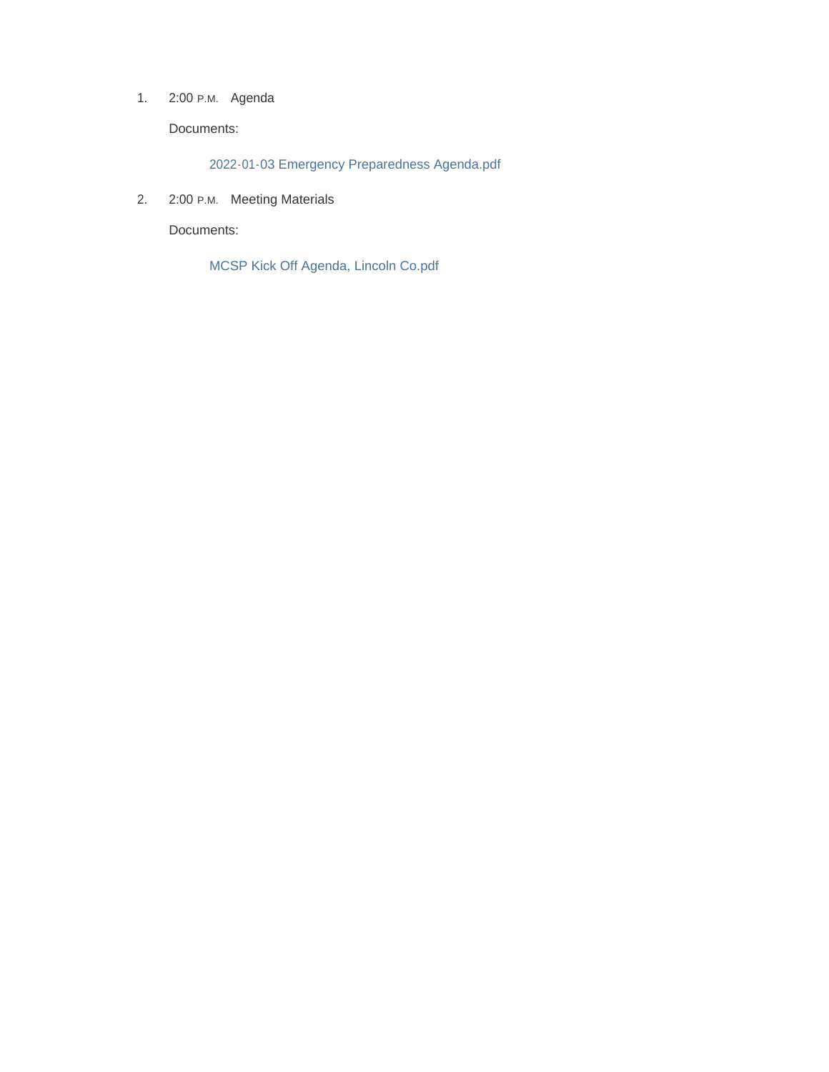1. 2:00 P.M. Agenda

   Documents:

   2022-01-03 Emergency Preparedness Agenda.pdf

2. 2:00 P.M. Meeting Materials

   Documents:

   MCSP Kick Off Agenda, Lincoln Co.pdf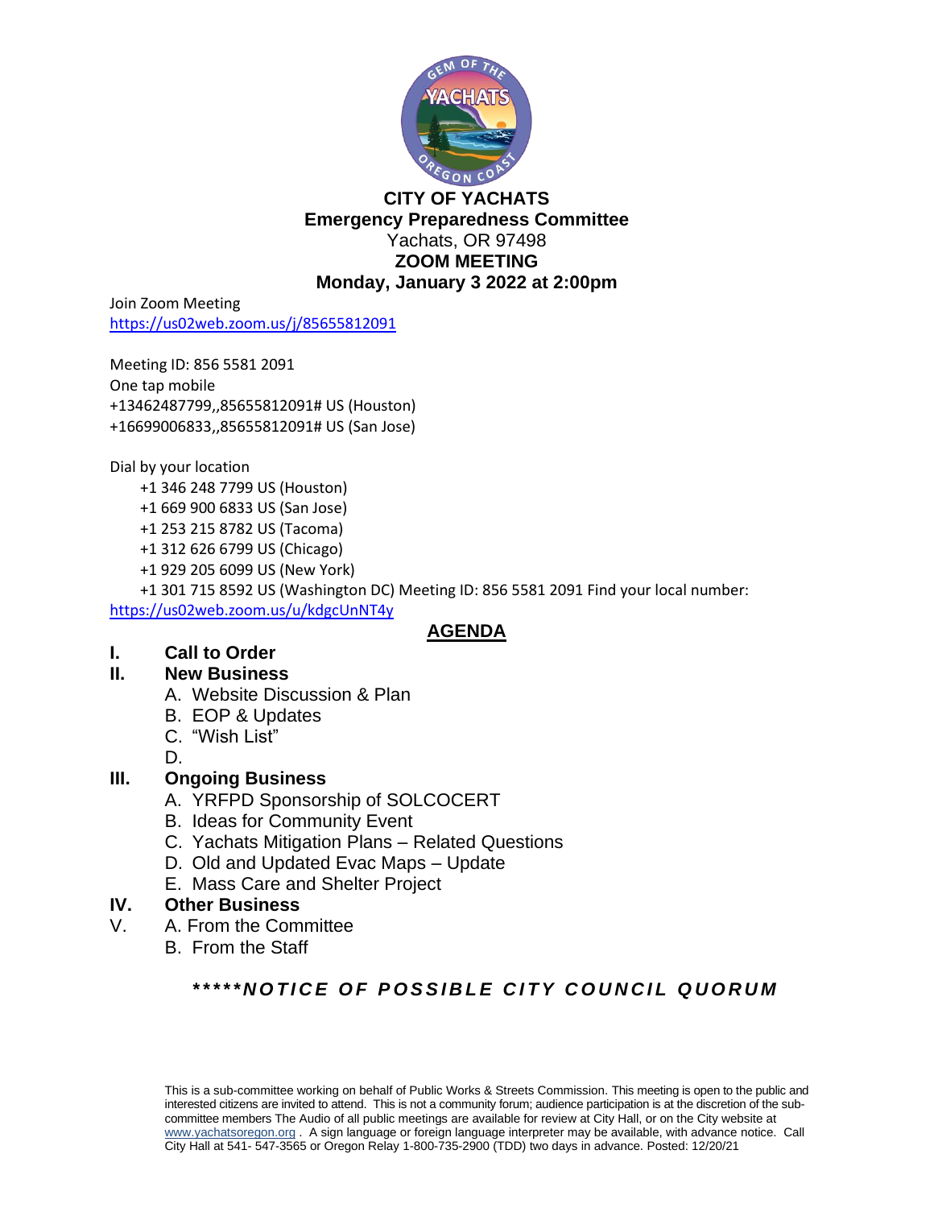**CITY OF YACHATS**
**Emergency Preparedness Committee**
Yachats, OR 97498
**ZOOM MEETING**
**Monday, January 3 2022 at 2:00pm**

Join Zoom Meeting
https://us02web.zoom.us/j/85655812091

Meeting ID: 856 5581 2091
One tap mobile
+13462487799,,85655812091# US (Houston)
+16699006833,,85655812091# US (San Jose)

Dial by your location
+1 346 248 7799 US (Houston)
+1 669 900 6833 US (San Jose)
+1 253 215 8782 US (Tacoma)
+1 312 626 6799 US (Chicago)
+1 929 205 6099 US (New York)
+1 301 715 8592 US (Washington DC) Meeting ID: 856 5581 2091 Find your local number:
https://us02web.zoom.us/u/kdgcUnNT4y

## AGENDA

**I. Call to Order**

**II. New Business**
- A. Website Discussion & Plan
- B. EOP & Updates
- C. "Wish List"
- D.

**III. Ongoing Business**
- A. YRFPD Sponsorship of SOLCOCERT
- B. Ideas for Community Event
- C. Yachats Mitigation Plans – Related Questions
- D. Old and Updated Evac Maps – Update
- E. Mass Care and Shelter Project

**IV. Other Business**

V.
- A. From the Committee
- B. From the Staff

***\*\*\*\*\*NOTICE OF POSSIBLE CITY COUNCIL QUORUM***

This is a sub-committee working on behalf of Public Works & Streets Commission. This meeting is open to the public and interested citizens are invited to attend. This is not a community forum; audience participation is at the discretion of the sub-committee members The Audio of all public meetings are available for review at City Hall, or on the City website at www.yachatsoregon.org . A sign language or foreign language interpreter may be available, with advance notice. Call City Hall at 541- 547-3565 or Oregon Relay 1-800-735-2900 (TDD) two days in advance. Posted: 12/20/21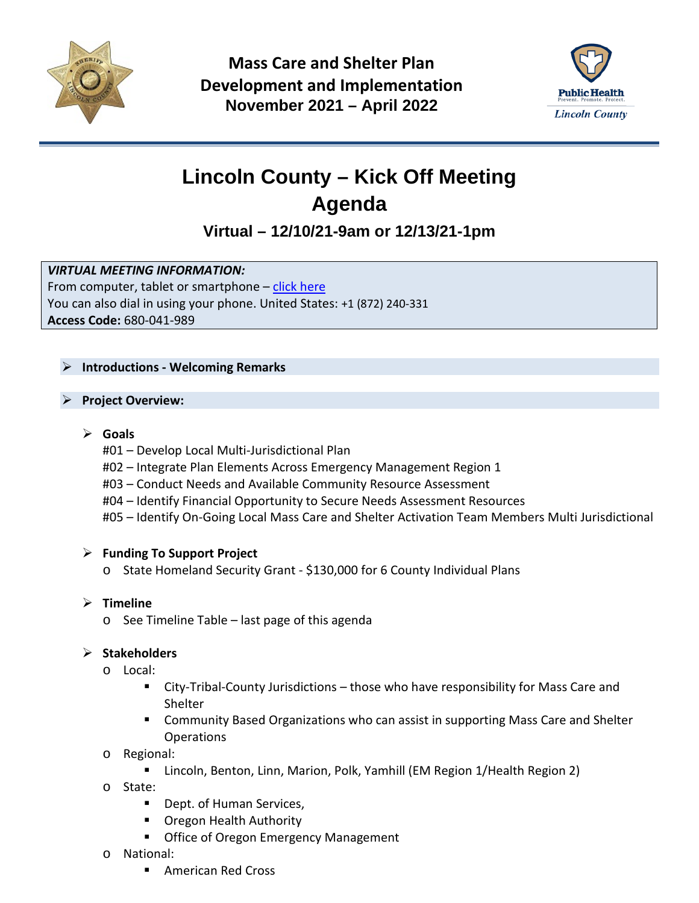**Mass Care and Shelter Plan Development and Implementation November 2021 – April 2022**

# Lincoln County – Kick Off Meeting Agenda

### Virtual – 12/10/21-9am or 12/13/21-1pm

***VIRTUAL MEETING INFORMATION:***
From computer, tablet or smartphone – click here
You can also dial in using your phone. United States: +1 (872) 240-331
**Access Code:** 680-041-989

- **Introductions - Welcoming Remarks**

- **Project Overview:**

  - **Goals**
    - #01 – Develop Local Multi-Jurisdictional Plan
    - #02 – Integrate Plan Elements Across Emergency Management Region 1
    - #03 – Conduct Needs and Available Community Resource Assessment
    - #04 – Identify Financial Opportunity to Secure Needs Assessment Resources
    - #05 – Identify On-Going Local Mass Care and Shelter Activation Team Members Multi Jurisdictional

  - **Funding To Support Project**
    - State Homeland Security Grant - $130,000 for 6 County Individual Plans

  - **Timeline**
    - See Timeline Table – last page of this agenda

  - **Stakeholders**
    - Local:
      - City-Tribal-County Jurisdictions – those who have responsibility for Mass Care and Shelter
      - Community Based Organizations who can assist in supporting Mass Care and Shelter Operations
    - Regional:
      - Lincoln, Benton, Linn, Marion, Polk, Yamhill (EM Region 1/Health Region 2)
    - State:
      - Dept. of Human Services,
      - Oregon Health Authority
      - Office of Oregon Emergency Management
    - National:
      - American Red Cross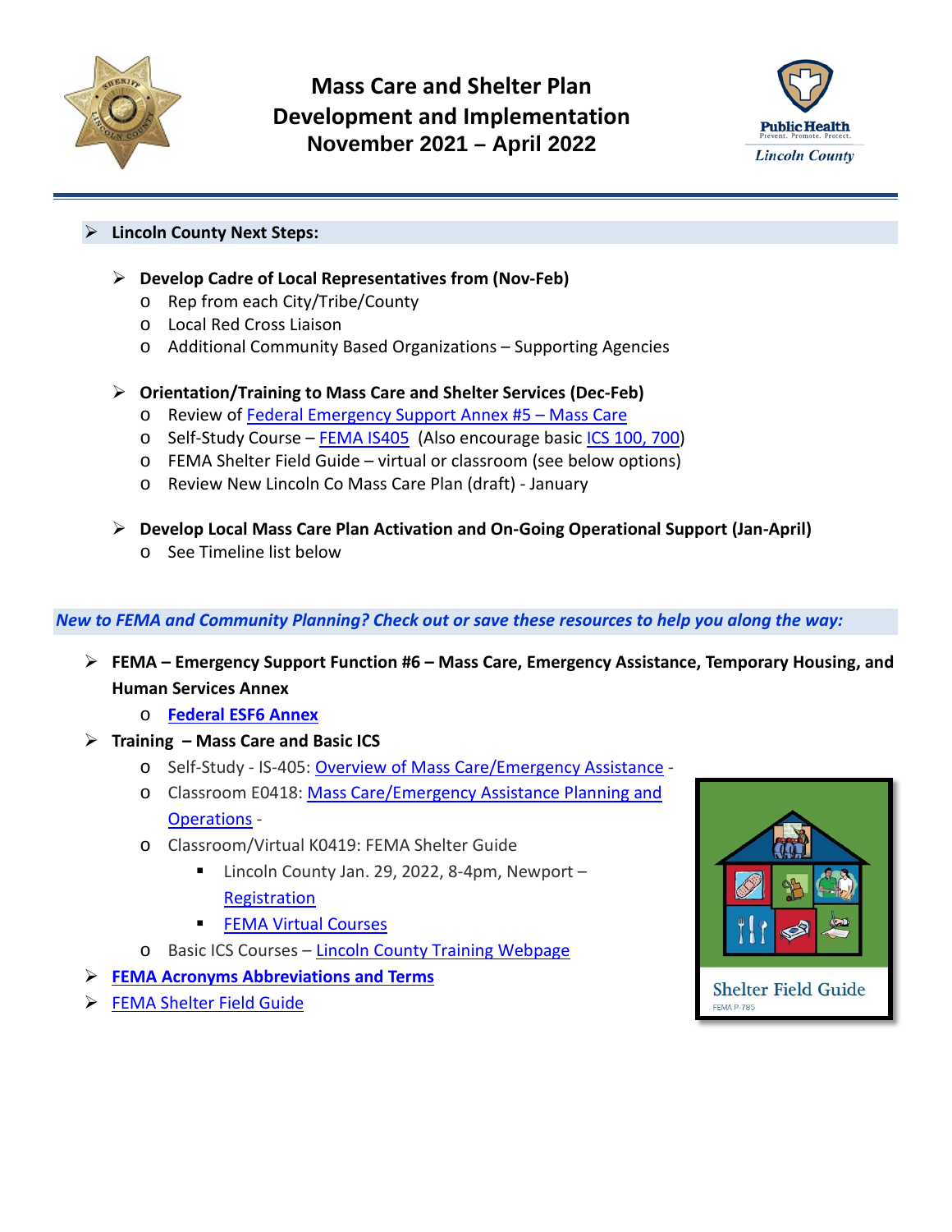# Mass Care and Shelter Plan Development and Implementation November 2021 – April 2022

- **Lincoln County Next Steps:**

  - **Develop Cadre of Local Representatives from (Nov-Feb)**
    - Rep from each City/Tribe/County
    - Local Red Cross Liaison
    - Additional Community Based Organizations – Supporting Agencies

  - **Orientation/Training to Mass Care and Shelter Services (Dec-Feb)**
    - Review of Federal Emergency Support Annex #5 – Mass Care
    - Self-Study Course – FEMA IS405 (Also encourage basic ICS 100, 700)
    - FEMA Shelter Field Guide – virtual or classroom (see below options)
    - Review New Lincoln Co Mass Care Plan (draft) - January

  - **Develop Local Mass Care Plan Activation and On-Going Operational Support (Jan-April)**
    - See Timeline list below

***New to FEMA and Community Planning? Check out or save these resources to help you along the way:***

- **FEMA – Emergency Support Function #6 – Mass Care, Emergency Assistance, Temporary Housing, and Human Services Annex**
  - **Federal ESF6 Annex**
- **Training – Mass Care and Basic ICS**
  - Self-Study - IS-405: Overview of Mass Care/Emergency Assistance -
  - Classroom E0418: Mass Care/Emergency Assistance Planning and Operations -
  - Classroom/Virtual K0419: FEMA Shelter Guide
    - Lincoln County Jan. 29, 2022, 8-4pm, Newport – Registration
    - FEMA Virtual Courses
  - Basic ICS Courses – Lincoln County Training Webpage
- **FEMA Acronyms Abbreviations and Terms**
- FEMA Shelter Field Guide

Shelter Field Guide
FEMA P-785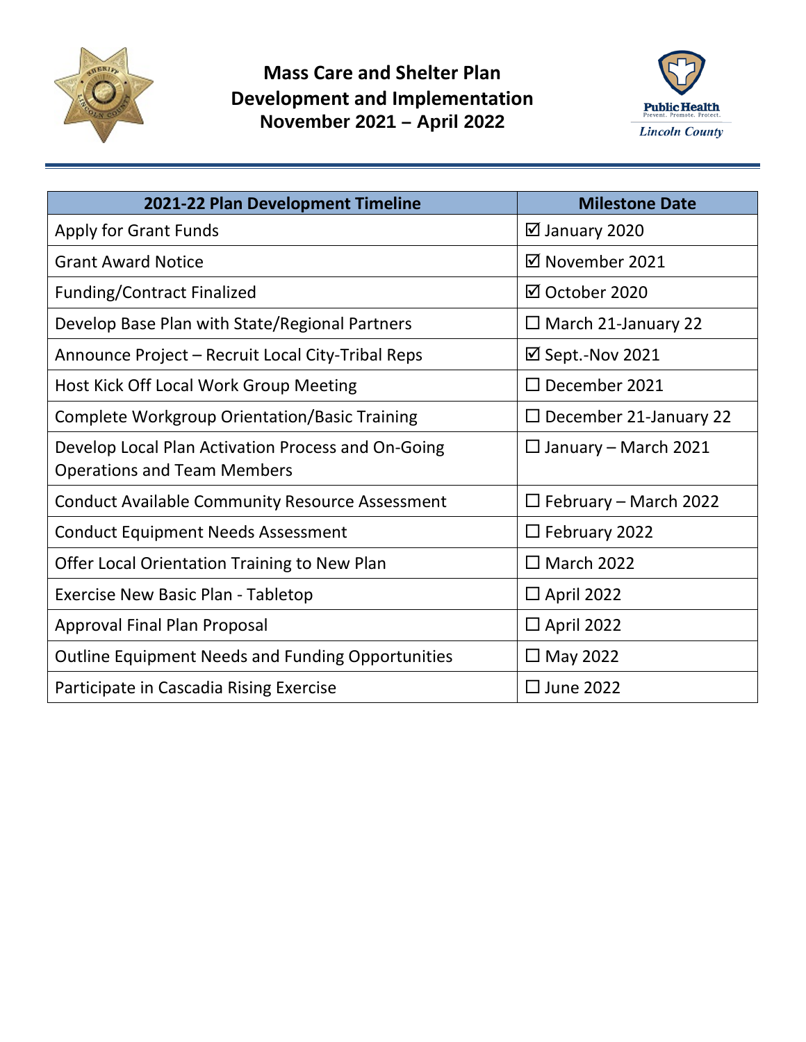# Mass Care and Shelter Plan Development and Implementation November 2021 – April 2022

| 2021-22 Plan Development Timeline | Milestone Date |
|---|---|
| Apply for Grant Funds | ☑ January 2020 |
| Grant Award Notice | ☑ November 2021 |
| Funding/Contract Finalized | ☑ October 2020 |
| Develop Base Plan with State/Regional Partners | ☐ March 21-January 22 |
| Announce Project – Recruit Local City-Tribal Reps | ☑ Sept.-Nov 2021 |
| Host Kick Off Local Work Group Meeting | ☐ December 2021 |
| Complete Workgroup Orientation/Basic Training | ☐ December 21-January 22 |
| Develop Local Plan Activation Process and On-Going Operations and Team Members | ☐ January – March 2021 |
| Conduct Available Community Resource Assessment | ☐ February – March 2022 |
| Conduct Equipment Needs Assessment | ☐ February 2022 |
| Offer Local Orientation Training to New Plan | ☐ March 2022 |
| Exercise New Basic Plan - Tabletop | ☐ April 2022 |
| Approval Final Plan Proposal | ☐ April 2022 |
| Outline Equipment Needs and Funding Opportunities | ☐ May 2022 |
| Participate in Cascadia Rising Exercise | ☐ June 2022 |